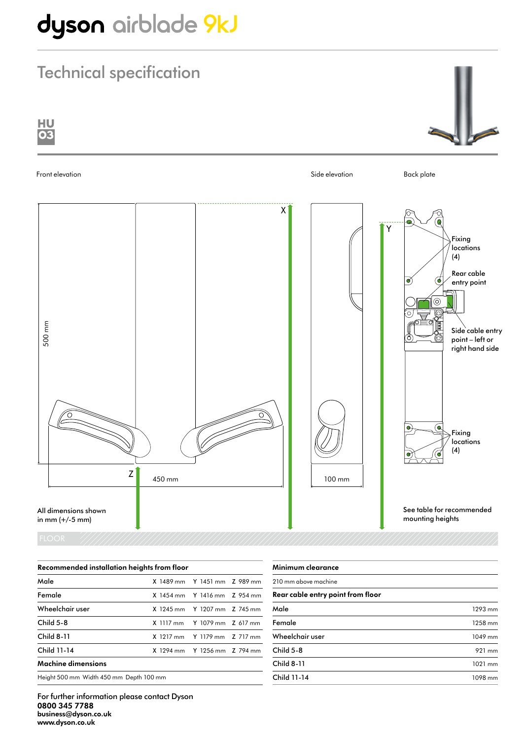# dyson airblade 9kJ

## Technical specification

HU 03

Front elevation

Side elevation

Back plate

X

Y

Fixing locations (4)

Rear cable entry point

Side cable entry point – left or right hand side

Fixing locations (4)

500 mm

Z

450 mm

100 mm

All dimensions shown in mm (+/-5 mm)

See table for recommended mounting heights

FLOOR

| Recommended installation heights from floor | | | |
|---|---|---|---|
| Male | X 1489 mm | Y 1451 mm | Z 989 mm |
| Female | X 1454 mm | Y 1416 mm | Z 954 mm |
| Wheelchair user | X 1245 mm | Y 1207 mm | Z 745 mm |
| Child 5-8 | X 1117 mm | Y 1079 mm | Z 617 mm |
| Child 8-11 | X 1217 mm | Y 1179 mm | Z 717 mm |
| Child 11-14 | X 1294 mm | Y 1256 mm | Z 794 mm |

**Machine dimensions**

Height 500 mm Width 450 mm Depth 100 mm

**Minimum clearance**

210 mm above machine

| Rear cable entry point from floor | |
|---|---|
| Male | 1293 mm |
| Female | 1258 mm |
| Wheelchair user | 1049 mm |
| Child 5-8 | 921 mm |
| Child 8-11 | 1021 mm |
| Child 11-14 | 1098 mm |

For further information please contact Dyson
**0800 345 7788**
**business@dyson.co.uk**
**www.dyson.co.uk**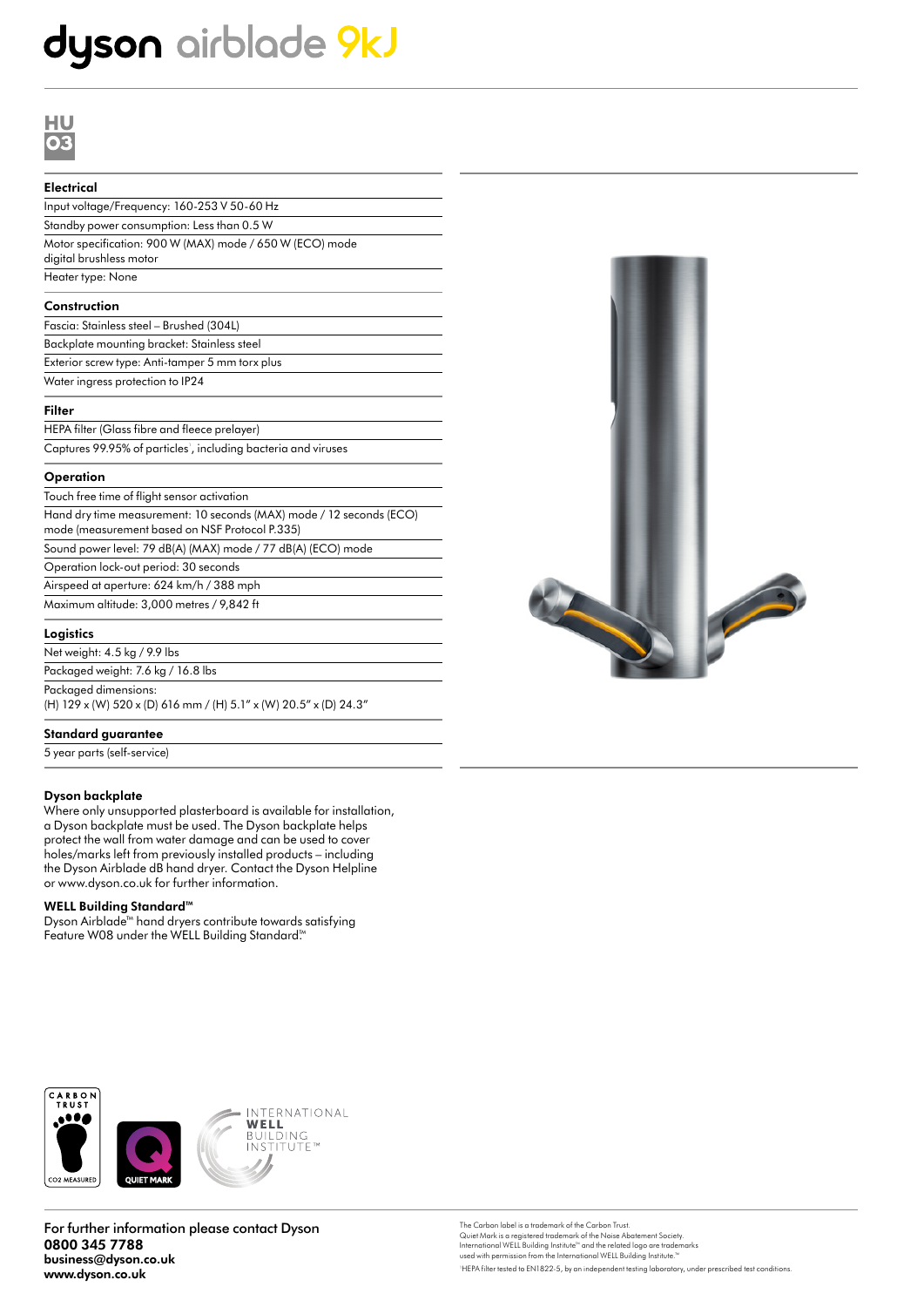# dyson airblade 9kJ

**HU 03**

### Electrical

Input voltage/Frequency: 160-253 V 50-60 Hz

Standby power consumption: Less than 0.5 W

Motor specification: 900 W (MAX) mode / 650 W (ECO) mode digital brushless motor

Heater type: None

### Construction

Fascia: Stainless steel – Brushed (304L)

Backplate mounting bracket: Stainless steel

Exterior screw type: Anti-tamper 5 mm torx plus

Water ingress protection to IP24

### Filter

HEPA filter (Glass fibre and fleece prelayer)

Captures 99.95% of particles[1], including bacteria and viruses

### Operation

Touch free time of flight sensor activation

Hand dry time measurement: 10 seconds (MAX) mode / 12 seconds (ECO) mode (measurement based on NSF Protocol P.335)

Sound power level: 79 dB(A) (MAX) mode / 77 dB(A) (ECO) mode

Operation lock-out period: 30 seconds

Airspeed at aperture: 624 km/h / 388 mph

Maximum altitude: 3,000 metres / 9,842 ft

### Logistics

Net weight: 4.5 kg / 9.9 lbs

Packaged weight: 7.6 kg / 16.8 lbs

Packaged dimensions:
(H) 129 x (W) 520 x (D) 616 mm / (H) 5.1" x (W) 20.5" x (D) 24.3"

### Standard guarantee

5 year parts (self-service)

### Dyson backplate

Where only unsupported plasterboard is available for installation, a Dyson backplate must be used. The Dyson backplate helps protect the wall from water damage and can be used to cover holes/marks left from previously installed products – including the Dyson Airblade dB hand dryer. Contact the Dyson Helpline or www.dyson.co.uk for further information.

### WELL Building Standard™

Dyson Airblade™ hand dryers contribute towards satisfying Feature W08 under the WELL Building Standard.™

CARBON TRUST CO2 MEASURED

QUIET MARK

INTERNATIONAL WELL BUILDING INSTITUTE™

For further information please contact Dyson
**0800 345 7788**
**business@dyson.co.uk**
**www.dyson.co.uk**

The Carbon label is a trademark of the Carbon Trust.
Quiet Mark is a registered trademark of the Noise Abatement Society.
International WELL Building Institute™ and the related logo are trademarks used with permission from the International WELL Building Institute.™

[1]HEPA filter tested to EN1822-5, by an independent testing laboratory, under prescribed test conditions.